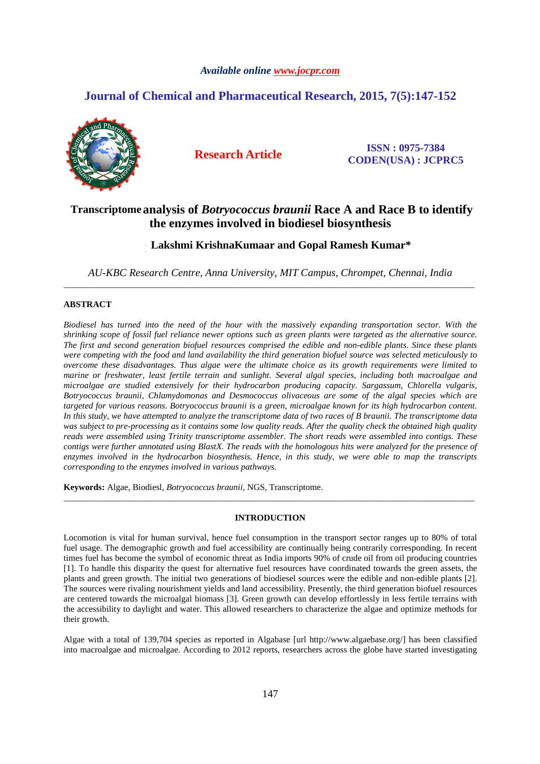Available online www.jocpr.com

# Journal of Chemical and Pharmaceutical Research, 2015, 7(5):147-152

**Research Article**

**ISSN : 0975-7384**
**CODEN(USA) : JCPRC5**

# Transcriptome analysis of *Botryococcus braunii* Race A and Race B to identify the enzymes involved in biodiesel biosynthesis

**Lakshmi KrishnaKumaar and Gopal Ramesh Kumar***

*AU-KBC Research Centre, Anna University, MIT Campus, Chrompet, Chennai, India*

---

## ABSTRACT

*Biodiesel has turned into the need of the hour with the massively expanding transportation sector. With the shrinking scope of fossil fuel reliance newer options such as green plants were targeted as the alternative source. The first and second generation biofuel resources comprised the edible and non-edible plants. Since these plants were competing with the food and land availability the third generation biofuel source was selected meticulously to overcome these disadvantages. Thus algae were the ultimate choice as its growth requirements were limited to marine or freshwater, least fertile terrain and sunlight. Several algal species, including both macroalgae and microalgae are studied extensively for their hydrocarbon producing capacity. Sargassum, Chlorella vulgaris, Botryococcus braunii, Chlamydomonas and Desmococcus olivaceous are some of the algal species which are targeted for various reasons. Botryococcus braunii is a green, microalgae known for its high hydrocarbon content. In this study, we have attempted to analyze the transcriptome data of two races of B braunii. The transcriptome data was subject to pre-processing as it contains some low quality reads. After the quality check the obtained high quality reads were assembled using Trinity transcriptome assembler. The short reads were assembled into contigs. These contigs were further annotated using BlastX. The reads with the homologous hits were analyzed for the presence of enzymes involved in the hydrocarbon biosynthesis. Hence, in this study, we were able to map the transcripts corresponding to the enzymes involved in various pathways.*

**Keywords:** Algae, Biodiesl, *Botryococcus braunii*, NGS, Transcriptome.

---

## INTRODUCTION

Locomotion is vital for human survival, hence fuel consumption in the transport sector ranges up to 80% of total fuel usage. The demographic growth and fuel accessibility are continually being contrarily corresponding. In recent times fuel has become the symbol of economic threat as India imports 90% of crude oil from oil producing countries [1]. To handle this disparity the quest for alternative fuel resources have coordinated towards the green assets, the plants and green growth. The initial two generations of biodiesel sources were the edible and non-edible plants [2]. The sources were rivaling nourishment yields and land accessibility. Presently, the third generation biofuel resources are centered towards the microalgal biomass [3]. Green growth can develop effortlessly in less fertile terrains with the accessibility to daylight and water. This allowed researchers to characterize the algae and optimize methods for their growth.

Algae with a total of 139,704 species as reported in Algabase [url http://www.algaebase.org/] has been classified into macroalgae and microalgae. According to 2012 reports, researchers across the globe have started investigating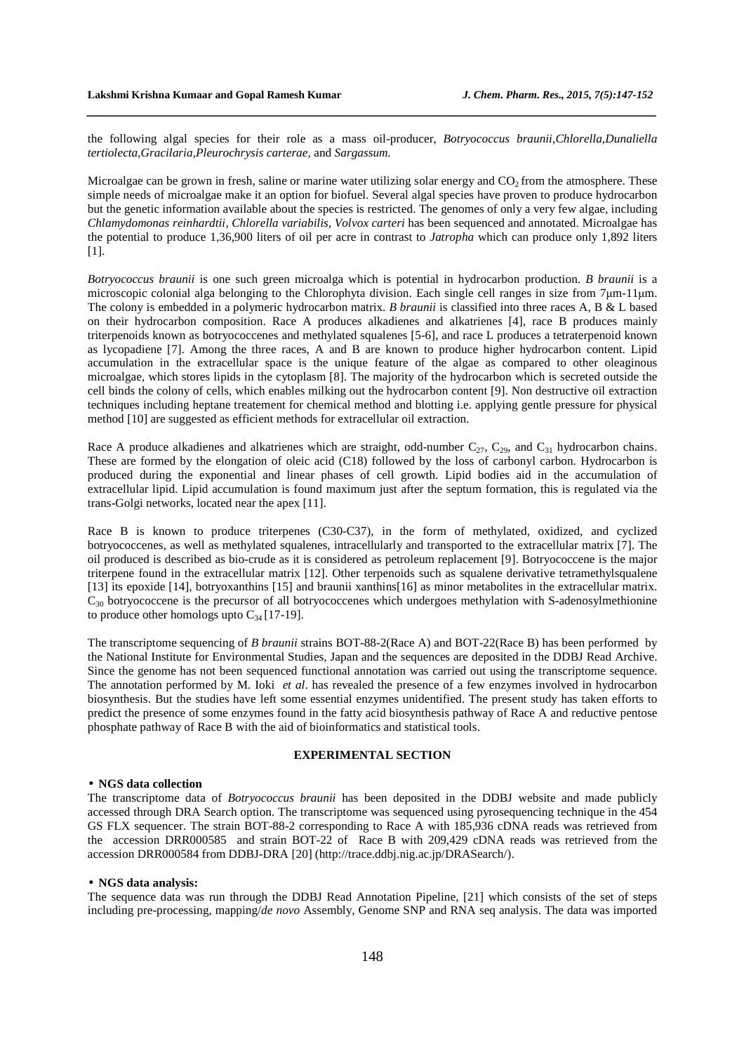the following algal species for their role as a mass oil-producer, *Botryococcus braunii,Chlorella,Dunaliella tertiolecta,Gracilaria,Pleurochrysis carterae,* and *Sargassum.*

Microalgae can be grown in fresh, saline or marine water utilizing solar energy and $CO_2$ from the atmosphere. These simple needs of microalgae make it an option for biofuel. Several algal species have proven to produce hydrocarbon but the genetic information available about the species is restricted. The genomes of only a very few algae, including *Chlamydomonas reinhardtii, Chlorella variabilis, Volvox carteri* has been sequenced and annotated. Microalgae has the potential to produce 1,36,900 liters of oil per acre in contrast to *Jatropha* which can produce only 1,892 liters [1].

*Botryococcus braunii* is one such green microalga which is potential in hydrocarbon production. *B braunii* is a microscopic colonial alga belonging to the Chlorophyta division. Each single cell ranges in size from 7μm-11μm. The colony is embedded in a polymeric hydrocarbon matrix. *B braunii* is classified into three races A, B & L based on their hydrocarbon composition. Race A produces alkadienes and alkatrienes [4], race B produces mainly triterpenoids known as botryococcenes and methylated squalenes [5-6], and race L produces a tetraterpenoid known as lycopadiene [7]. Among the three races, A and B are known to produce higher hydrocarbon content. Lipid accumulation in the extracellular space is the unique feature of the algae as compared to other oleaginous microalgae, which stores lipids in the cytoplasm [8]. The majority of the hydrocarbon which is secreted outside the cell binds the colony of cells, which enables milking out the hydrocarbon content [9]. Non destructive oil extraction techniques including heptane treatement for chemical method and blotting i.e. applying gentle pressure for physical method [10] are suggested as efficient methods for extracellular oil extraction.

Race A produce alkadienes and alkatrienes which are straight, odd-number $C_{27}$, $C_{29}$, and $C_{31}$ hydrocarbon chains. These are formed by the elongation of oleic acid (C18) followed by the loss of carbonyl carbon. Hydrocarbon is produced during the exponential and linear phases of cell growth. Lipid bodies aid in the accumulation of extracellular lipid. Lipid accumulation is found maximum just after the septum formation, this is regulated via the trans-Golgi networks, located near the apex [11].

Race B is known to produce triterpenes (C30-C37), in the form of methylated, oxidized, and cyclized botryococcenes, as well as methylated squalenes, intracellularly and transported to the extracellular matrix [7]. The oil produced is described as bio-crude as it is considered as petroleum replacement [9]. Botryococcene is the major triterpene found in the extracellular matrix [12]. Other terpenoids such as squalene derivative tetramethylsqualene [13] its epoxide [14], botryoxanthins [15] and braunii xanthins[16] as minor metabolites in the extracellular matrix. $C_{30}$ botryococcene is the precursor of all botryococcenes which undergoes methylation with S-adenosylmethionine to produce other homologs upto $C_{34}$ [17-19].

The transcriptome sequencing of *B braunii* strains BOT-88-2(Race A) and BOT-22(Race B) has been performed by the National Institute for Environmental Studies, Japan and the sequences are deposited in the DDBJ Read Archive. Since the genome has not been sequenced functional annotation was carried out using the transcriptome sequence. The annotation performed by M. Ioki *et al*. has revealed the presence of a few enzymes involved in hydrocarbon biosynthesis. But the studies have left some essential enzymes unidentified. The present study has taken efforts to predict the presence of some enzymes found in the fatty acid biosynthesis pathway of Race A and reductive pentose phosphate pathway of Race B with the aid of bioinformatics and statistical tools.

## EXPERIMENTAL SECTION

### • NGS data collection

The transcriptome data of *Botryococcus braunii* has been deposited in the DDBJ website and made publicly accessed through DRA Search option. The transcriptome was sequenced using pyrosequencing technique in the 454 GS FLX sequencer. The strain BOT-88-2 corresponding to Race A with 185,936 cDNA reads was retrieved from the accession DRR000585 and strain BOT-22 of Race B with 209,429 cDNA reads was retrieved from the accession DRR000584 from DDBJ-DRA [20] (http://trace.ddbj.nig.ac.jp/DRASearch/).

### • NGS data analysis:

The sequence data was run through the DDBJ Read Annotation Pipeline, [21] which consists of the set of steps including pre-processing, mapping/*de novo* Assembly, Genome SNP and RNA seq analysis. The data was imported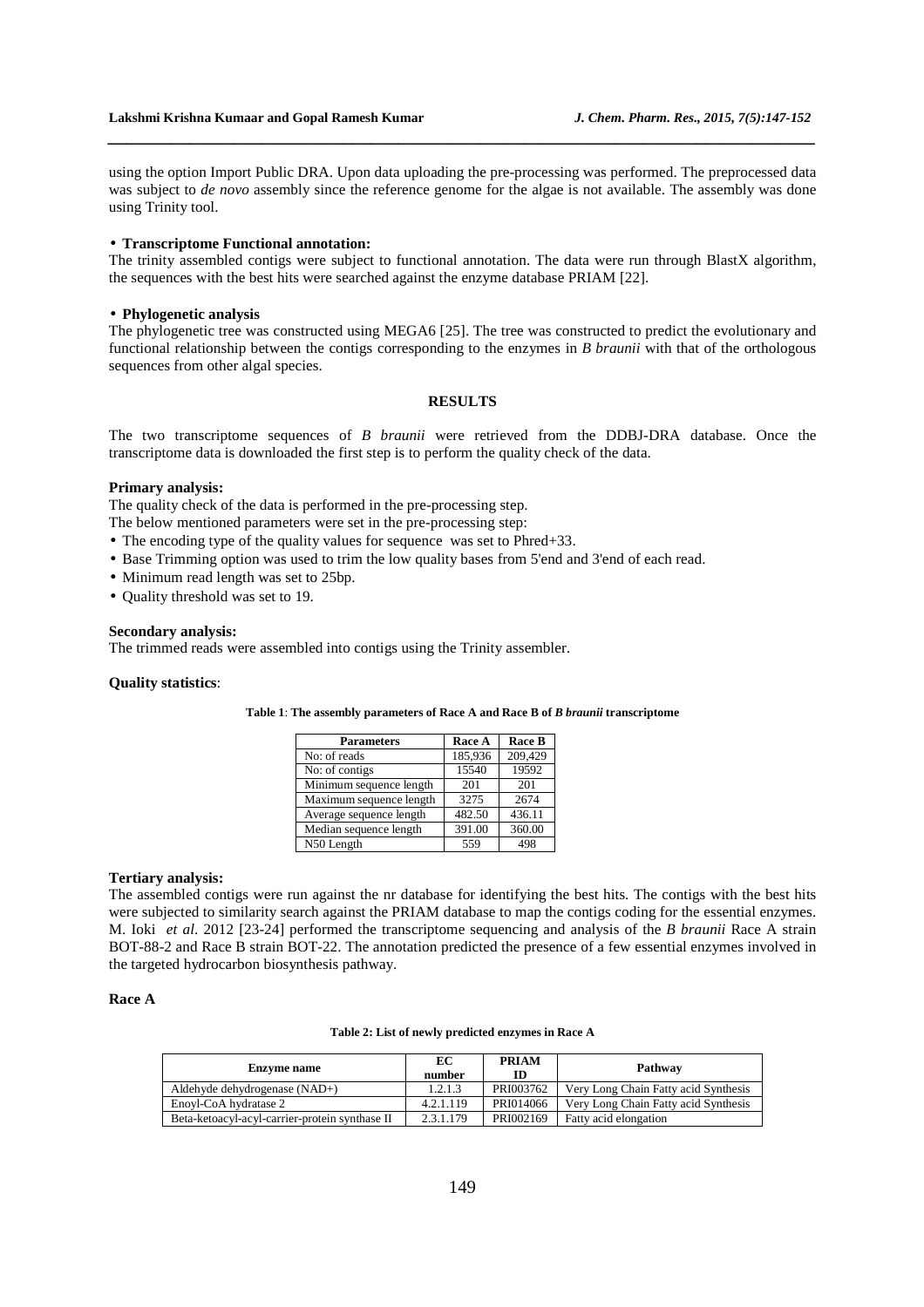using the option Import Public DRA. Upon data uploading the pre-processing was performed. The preprocessed data was subject to *de novo* assembly since the reference genome for the algae is not available. The assembly was done using Trinity tool.

- **Transcriptome Functional annotation:**

The trinity assembled contigs were subject to functional annotation. The data were run through BlastX algorithm, the sequences with the best hits were searched against the enzyme database PRIAM [22].

- **Phylogenetic analysis**

The phylogenetic tree was constructed using MEGA6 [25]. The tree was constructed to predict the evolutionary and functional relationship between the contigs corresponding to the enzymes in *B braunii* with that of the orthologous sequences from other algal species.

## RESULTS

The two transcriptome sequences of *B braunii* were retrieved from the DDBJ-DRA database. Once the transcriptome data is downloaded the first step is to perform the quality check of the data.

**Primary analysis:**

The quality check of the data is performed in the pre-processing step.

The below mentioned parameters were set in the pre-processing step:

- The encoding type of the quality values for sequence was set to Phred+33.
- Base Trimming option was used to trim the low quality bases from 5'end and 3'end of each read.
- Minimum read length was set to 25bp.
- Quality threshold was set to 19.

**Secondary analysis:**

The trimmed reads were assembled into contigs using the Trinity assembler.

**Quality statistics**:

**Table 1**: **The assembly parameters of Race A and Race B of *B braunii* transcriptome**

| Parameters | Race A | Race B |
|---|---|---|
| No: of reads | 185,936 | 209,429 |
| No: of contigs | 15540 | 19592 |
| Minimum sequence length | 201 | 201 |
| Maximum sequence length | 3275 | 2674 |
| Average sequence length | 482.50 | 436.11 |
| Median sequence length | 391.00 | 360.00 |
| N50 Length | 559 | 498 |

**Tertiary analysis:**

The assembled contigs were run against the nr database for identifying the best hits. The contigs with the best hits were subjected to similarity search against the PRIAM database to map the contigs coding for the essential enzymes. M. Ioki *et al*. 2012 [23-24] performed the transcriptome sequencing and analysis of the *B braunii* Race A strain BOT-88-2 and Race B strain BOT-22. The annotation predicted the presence of a few essential enzymes involved in the targeted hydrocarbon biosynthesis pathway.

**Race A**

**Table 2: List of newly predicted enzymes in Race A**

| Enzyme name | EC number | PRIAM ID | Pathway |
|---|---|---|---|
| Aldehyde dehydrogenase (NAD+) | 1.2.1.3 | PRI003762 | Very Long Chain Fatty acid Synthesis |
| Enoyl-CoA hydratase 2 | 4.2.1.119 | PRI014066 | Very Long Chain Fatty acid Synthesis |
| Beta-ketoacyl-acyl-carrier-protein synthase II | 2.3.1.179 | PRI002169 | Fatty acid elongation |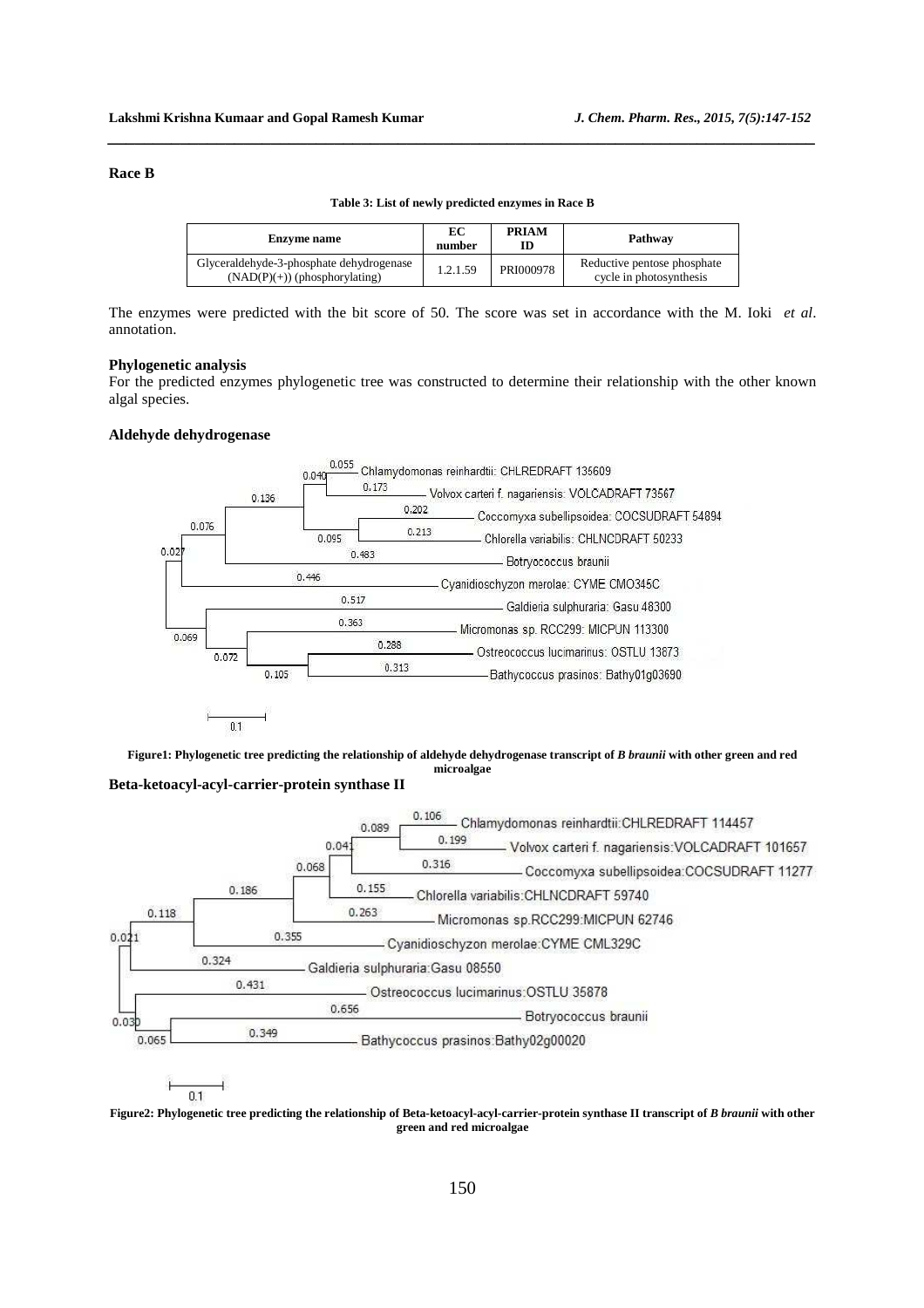**Race B**

**Table 3: List of newly predicted enzymes in Race B**

| Enzyme name | EC number | PRIAM ID | Pathway |
|---|---|---|---|
| Glyceraldehyde-3-phosphate dehydrogenase (NAD(P)(+)) (phosphorylating) | 1.2.1.59 | PRI000978 | Reductive pentose phosphate cycle in photosynthesis |

The enzymes were predicted with the bit score of 50. The score was set in accordance with the M. Ioki *et al*. annotation.

**Phylogenetic analysis**

For the predicted enzymes phylogenetic tree was constructed to determine their relationship with the other known algal species.

**Aldehyde dehydrogenase**

**Figure1: Phylogenetic tree predicting the relationship of aldehyde dehydrogenase transcript of *B braunii* with other green and red microalgae**

**Beta-ketoacyl-acyl-carrier-protein synthase II**

**Figure2: Phylogenetic tree predicting the relationship of Beta-ketoacyl-acyl-carrier-protein synthase II transcript of *B braunii* with other green and red microalgae**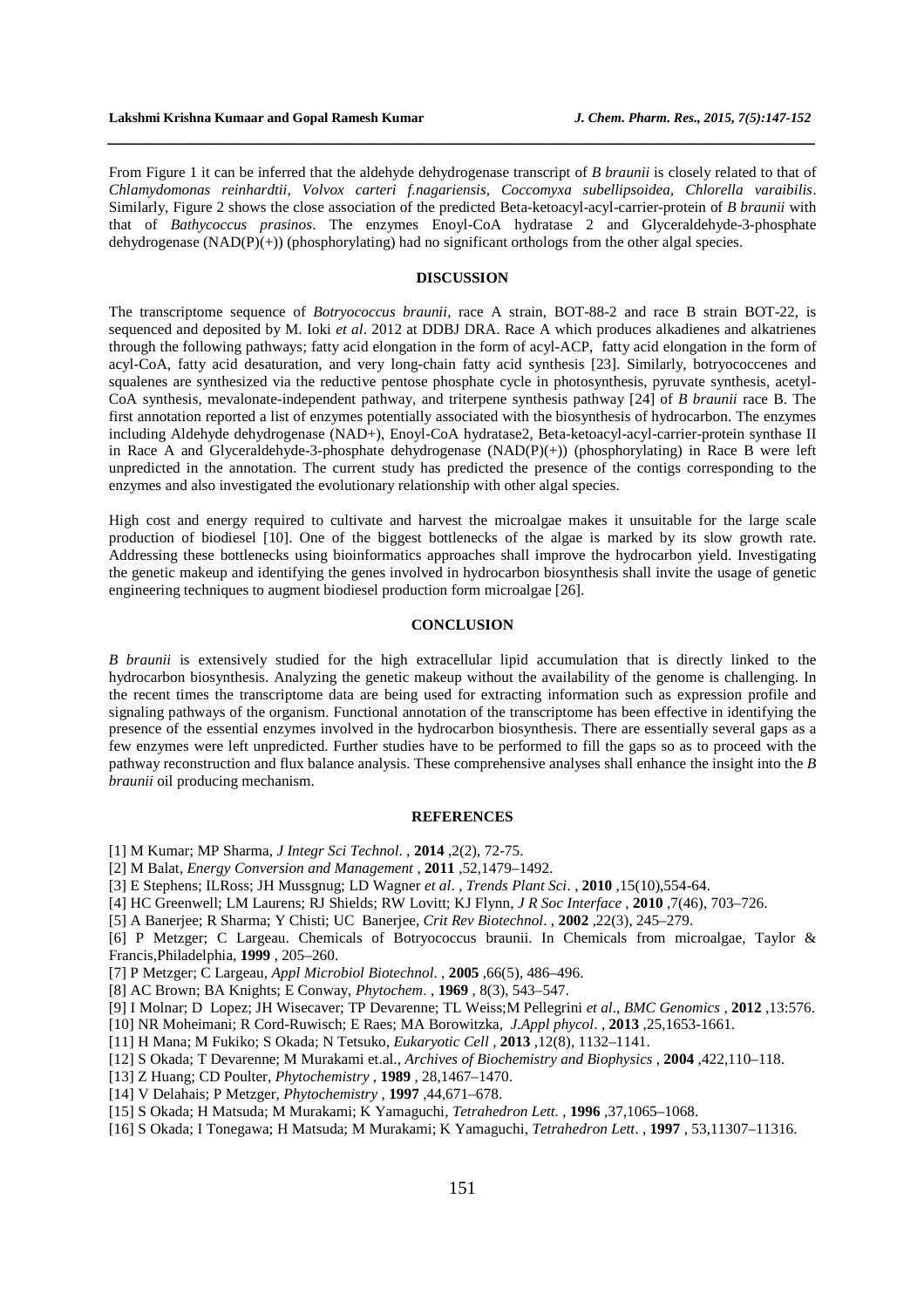From Figure 1 it can be inferred that the aldehyde dehydrogenase transcript of *B braunii* is closely related to that of *Chlamydomonas reinhardtii*, *Volvox carteri f.nagariensis*, *Coccomyxa subellipsoidea*, *Chlorella varaibilis*. Similarly, Figure 2 shows the close association of the predicted Beta-ketoacyl-acyl-carrier-protein of *B braunii* with that of *Bathycoccus prasinos*. The enzymes Enoyl-CoA hydratase 2 and Glyceraldehyde-3-phosphate dehydrogenase (NAD(P)(+)) (phosphorylating) had no significant orthologs from the other algal species.

## DISCUSSION

The transcriptome sequence of *Botryococcus braunii*, race A strain, BOT-88-2 and race B strain BOT-22, is sequenced and deposited by M. Ioki *et al*. 2012 at DDBJ DRA. Race A which produces alkadienes and alkatrienes through the following pathways; fatty acid elongation in the form of acyl-ACP, fatty acid elongation in the form of acyl-CoA, fatty acid desaturation, and very long-chain fatty acid synthesis [23]. Similarly, botryococcenes and squalenes are synthesized via the reductive pentose phosphate cycle in photosynthesis, pyruvate synthesis, acetyl-CoA synthesis, mevalonate-independent pathway, and triterpene synthesis pathway [24] of *B braunii* race B. The first annotation reported a list of enzymes potentially associated with the biosynthesis of hydrocarbon. The enzymes including Aldehyde dehydrogenase (NAD+), Enoyl-CoA hydratase2, Beta-ketoacyl-acyl-carrier-protein synthase II in Race A and Glyceraldehyde-3-phosphate dehydrogenase (NAD(P)(+)) (phosphorylating) in Race B were left unpredicted in the annotation. The current study has predicted the presence of the contigs corresponding to the enzymes and also investigated the evolutionary relationship with other algal species.

High cost and energy required to cultivate and harvest the microalgae makes it unsuitable for the large scale production of biodiesel [10]. One of the biggest bottlenecks of the algae is marked by its slow growth rate. Addressing these bottlenecks using bioinformatics approaches shall improve the hydrocarbon yield. Investigating the genetic makeup and identifying the genes involved in hydrocarbon biosynthesis shall invite the usage of genetic engineering techniques to augment biodiesel production form microalgae [26].

## CONCLUSION

*B braunii* is extensively studied for the high extracellular lipid accumulation that is directly linked to the hydrocarbon biosynthesis. Analyzing the genetic makeup without the availability of the genome is challenging. In the recent times the transcriptome data are being used for extracting information such as expression profile and signaling pathways of the organism. Functional annotation of the transcriptome has been effective in identifying the presence of the essential enzymes involved in the hydrocarbon biosynthesis. There are essentially several gaps as a few enzymes were left unpredicted. Further studies have to be performed to fill the gaps so as to proceed with the pathway reconstruction and flux balance analysis. These comprehensive analyses shall enhance the insight into the *B braunii* oil producing mechanism.

## REFERENCES

[1] M Kumar; MP Sharma, *J Integr Sci Technol*. , **2014** ,2(2), 72-75.

[2] M Balat, *Energy Conversion and Management* , **2011** ,52,1479–1492.

[3] E Stephens; ILRoss; JH Mussgnug; LD Wagner *et al*. , *Trends Plant Sci*. , **2010** ,15(10),554-64.

[4] HC Greenwell; LM Laurens; RJ Shields; RW Lovitt; KJ Flynn, *J R Soc Interface* , **2010** ,7(46), 703–726.

[5] A Banerjee; R Sharma; Y Chisti; UC Banerjee, *Crit Rev Biotechnol*. , **2002** ,22(3), 245–279.

[6] P Metzger; C Largeau. Chemicals of Botryococcus braunii. In Chemicals from microalgae, Taylor & Francis,Philadelphia, **1999** , 205–260.

[7] P Metzger; C Largeau, *Appl Microbiol Biotechnol*. , **2005** ,66(5), 486–496.

[8] AC Brown; BA Knights; E Conway, *Phytochem*. , **1969** , 8(3), 543–547.

[9] I Molnar; D Lopez; JH Wisecaver; TP Devarenne; TL Weiss;M Pellegrini *et al*., *BMC Genomics* , **2012** ,13:576.

[10] NR Moheimani; R Cord-Ruwisch; E Raes; MA Borowitzka, *J.Appl phycol*. , **2013** ,25,1653-1661.

[11] H Mana; M Fukiko; S Okada; N Tetsuko, *Eukaryotic Cell* , **2013** ,12(8), 1132–1141.

[12] S Okada; T Devarenne; M Murakami et.al., *Archives of Biochemistry and Biophysics* , **2004** ,422,110–118.

[13] Z Huang; CD Poulter, *Phytochemistry* , **1989** , 28,1467–1470.

[14] V Delahais; P Metzger, *Phytochemistry* , **1997** ,44,671–678.

[15] S Okada; H Matsuda; M Murakami; K Yamaguchi, *Tetrahedron Lett*. , **1996** ,37,1065–1068.

[16] S Okada; I Tonegawa; H Matsuda; M Murakami; K Yamaguchi, *Tetrahedron Lett*. , **1997** , 53,11307–11316.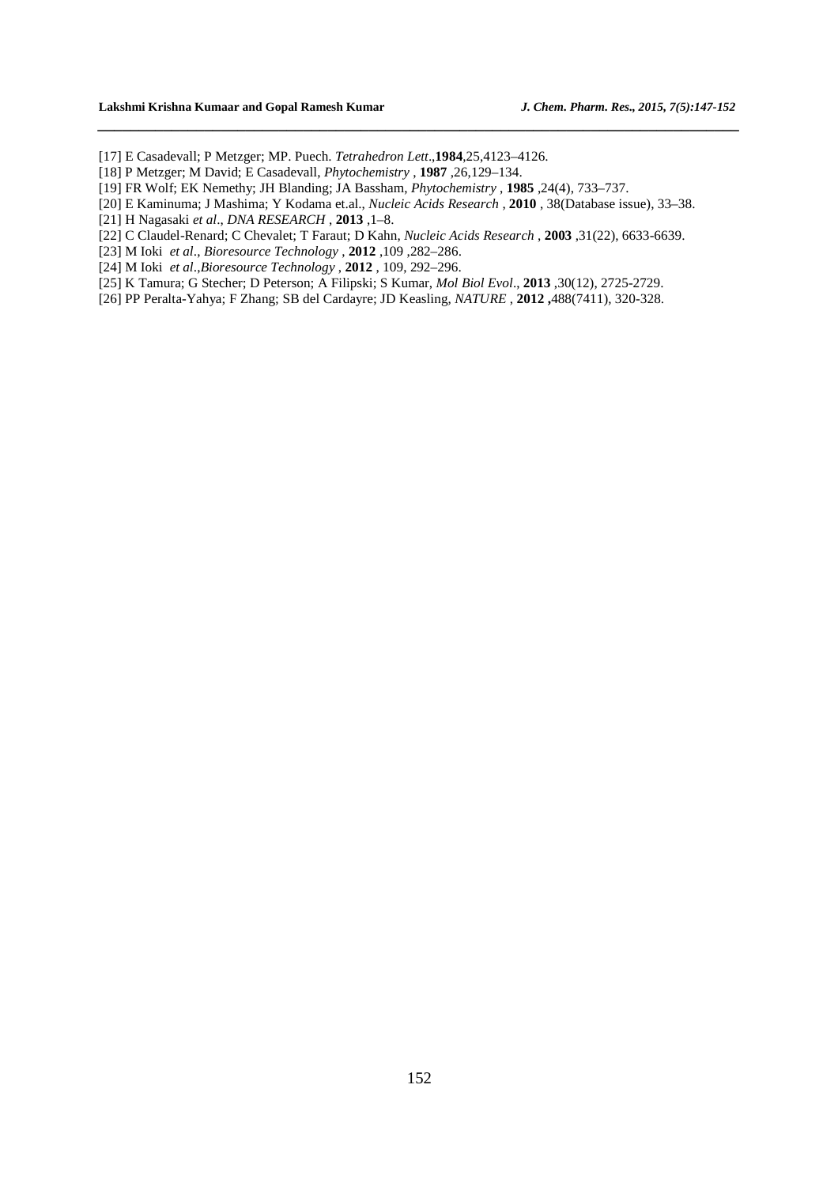[17] E Casadevall; P Metzger; MP. Puech. *Tetrahedron Lett*.,**1984**,25,4123–4126.
[18] P Metzger; M David; E Casadevall, *Phytochemistry* , **1987** ,26,129–134.
[19] FR Wolf; EK Nemethy; JH Blanding; JA Bassham, *Phytochemistry* , **1985** ,24(4), 733–737.
[20] E Kaminuma; J Mashima; Y Kodama et.al., *Nucleic Acids Research* , **2010** , 38(Database issue), 33–38.
[21] H Nagasaki *et al*., *DNA RESEARCH* , **2013** ,1–8.
[22] C Claudel-Renard; C Chevalet; T Faraut; D Kahn, *Nucleic Acids Research* , **2003** ,31(22), 6633-6639.
[23] M Ioki *et al*., *Bioresource Technology* , **2012** ,109 ,282–286.
[24] M Ioki *et al*.,*Bioresource Technology* , **2012** , 109, 292–296.
[25] K Tamura; G Stecher; D Peterson; A Filipski; S Kumar, *Mol Biol Evol*., **2013** ,30(12), 2725-2729.
[26] PP Peralta-Yahya; F Zhang; SB del Cardayre; JD Keasling, *NATURE* , **2012 ,**488(7411), 320-328.